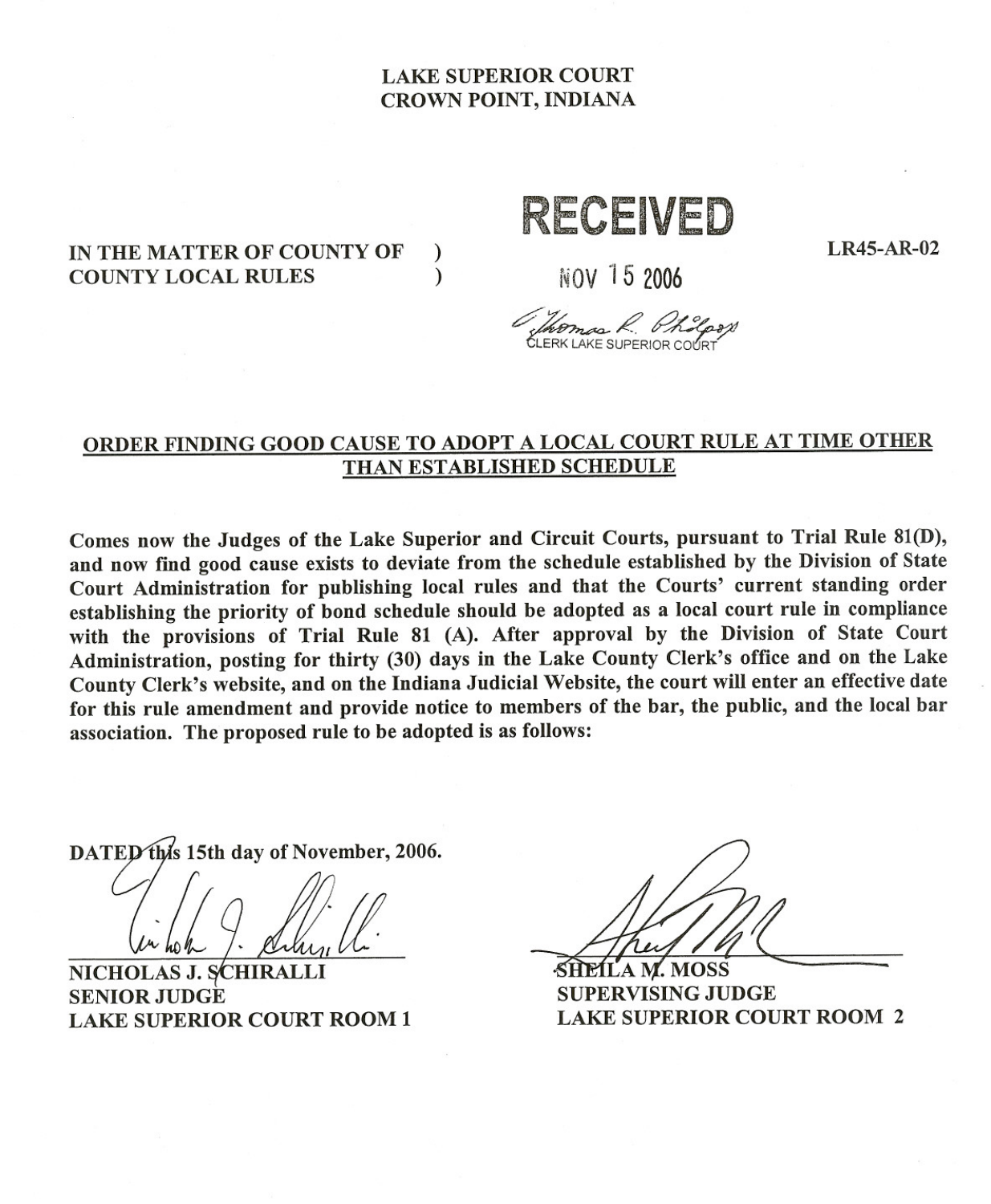**LAKE SUPERIOR COURT**
**CROWN POINT, INDIANA**

RECEIVED
NOV 15 2006
Thomas R. Philpott
CLERK LAKE SUPERIOR COURT

**IN THE MATTER OF COUNTY OF )**
**COUNTY LOCAL RULES )**

**LR45-AR-02**

## ORDER FINDING GOOD CAUSE TO ADOPT A LOCAL COURT RULE AT TIME OTHER THAN ESTABLISHED SCHEDULE

**Comes now the Judges of the Lake Superior and Circuit Courts, pursuant to Trial Rule 81(D), and now find good cause exists to deviate from the schedule established by the Division of State Court Administration for publishing local rules and that the Courts' current standing order establishing the priority of bond schedule should be adopted as a local court rule in compliance with the provisions of Trial Rule 81 (A). After approval by the Division of State Court Administration, posting for thirty (30) days in the Lake County Clerk's office and on the Lake County Clerk's website, and on the Indiana Judicial Website, the court will enter an effective date for this rule amendment and provide notice to members of the bar, the public, and the local bar association. The proposed rule to be adopted is as follows:**

**DATED this 15th day of November, 2006.**

**NICHOLAS J. SCHIRALLI**
**SENIOR JUDGE**
**LAKE SUPERIOR COURT ROOM 1**

**SHEILA M. MOSS**
**SUPERVISING JUDGE**
**LAKE SUPERIOR COURT ROOM 2**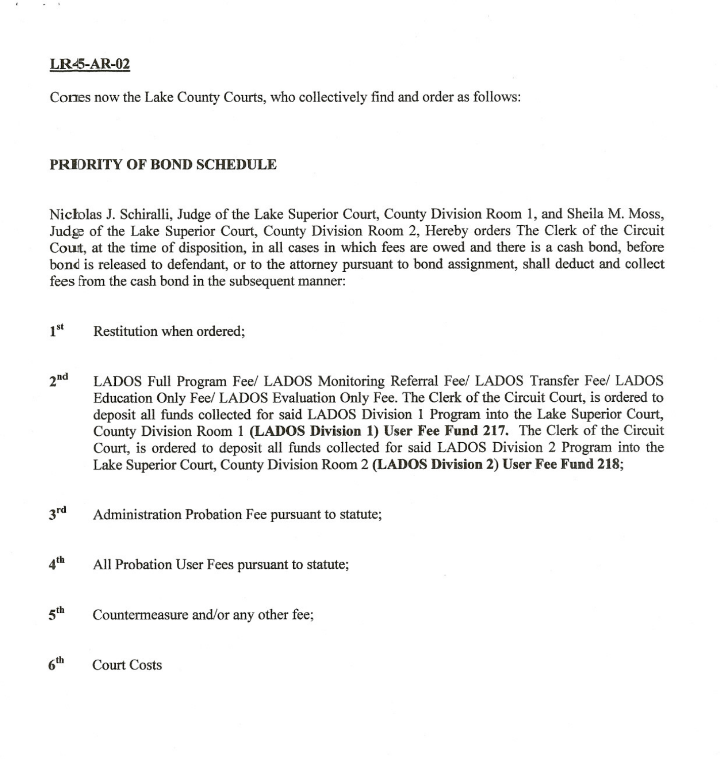**LR45-AR-02**

Comes now the Lake County Courts, who collectively find and order as follows:

**PRIORITY OF BOND SCHEDULE**

Nicholas J. Schiralli, Judge of the Lake Superior Court, County Division Room 1, and Sheila M. Moss, Judge of the Lake Superior Court, County Division Room 2, Hereby orders The Clerk of the Circuit Court, at the time of disposition, in all cases in which fees are owed and there is a cash bond, before bond is released to defendant, or to the attorney pursuant to bond assignment, shall deduct and collect fees from the cash bond in the subsequent manner:

1st Restitution when ordered;

2nd LADOS Full Program Fee/ LADOS Monitoring Referral Fee/ LADOS Transfer Fee/ LADOS Education Only Fee/ LADOS Evaluation Only Fee. The Clerk of the Circuit Court, is ordered to deposit all funds collected for said LADOS Division 1 Program into the Lake Superior Court, County Division Room 1 **(LADOS Division 1) User Fee Fund 217.** The Clerk of the Circuit Court, is ordered to deposit all funds collected for said LADOS Division 2 Program into the Lake Superior Court, County Division Room 2 **(LADOS Division 2) User Fee Fund 218**;

3rd Administration Probation Fee pursuant to statute;

4th All Probation User Fees pursuant to statute;

5th Countermeasure and/or any other fee;

6th Court Costs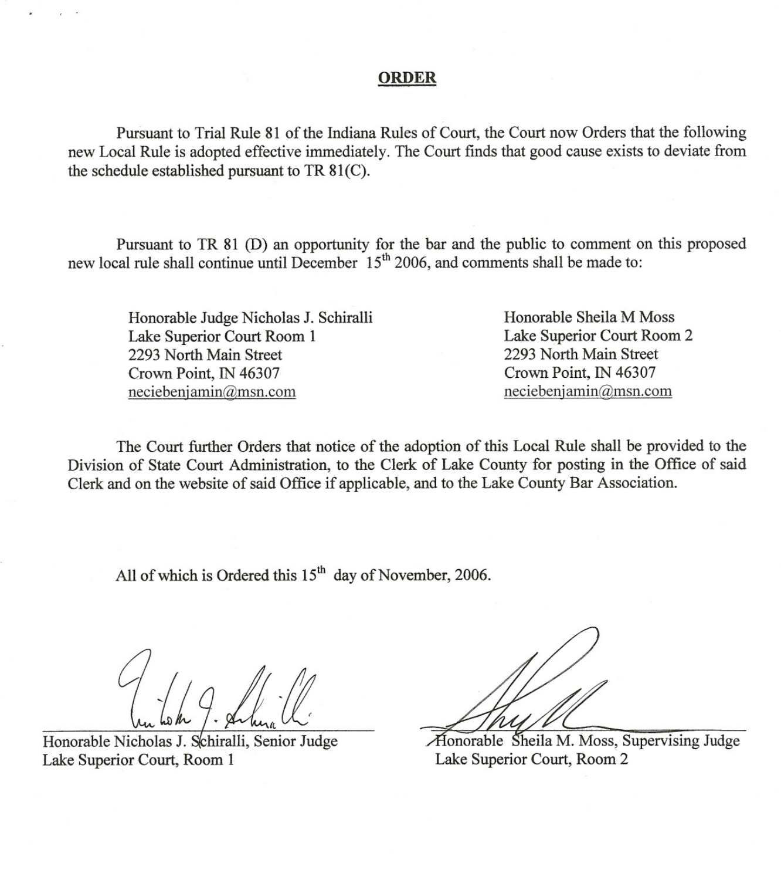# ORDER

Pursuant to Trial Rule 81 of the Indiana Rules of Court, the Court now Orders that the following new Local Rule is adopted effective immediately. The Court finds that good cause exists to deviate from the schedule established pursuant to TR 81(C).

Pursuant to TR 81 (D) an opportunity for the bar and the public to comment on this proposed new local rule shall continue until December 15th 2006, and comments shall be made to:

Honorable Judge Nicholas J. Schiralli
Lake Superior Court Room 1
2293 North Main Street
Crown Point, IN 46307
neciebenjamin@msn.com

Honorable Sheila M Moss
Lake Superior Court Room 2
2293 North Main Street
Crown Point, IN 46307
neciebenjamin@msn.com

The Court further Orders that notice of the adoption of this Local Rule shall be provided to the Division of State Court Administration, to the Clerk of Lake County for posting in the Office of said Clerk and on the website of said Office if applicable, and to the Lake County Bar Association.

All of which is Ordered this 15th day of November, 2006.

Honorable Nicholas J. Schiralli, Senior Judge
Lake Superior Court, Room 1

Honorable Sheila M. Moss, Supervising Judge
Lake Superior Court, Room 2